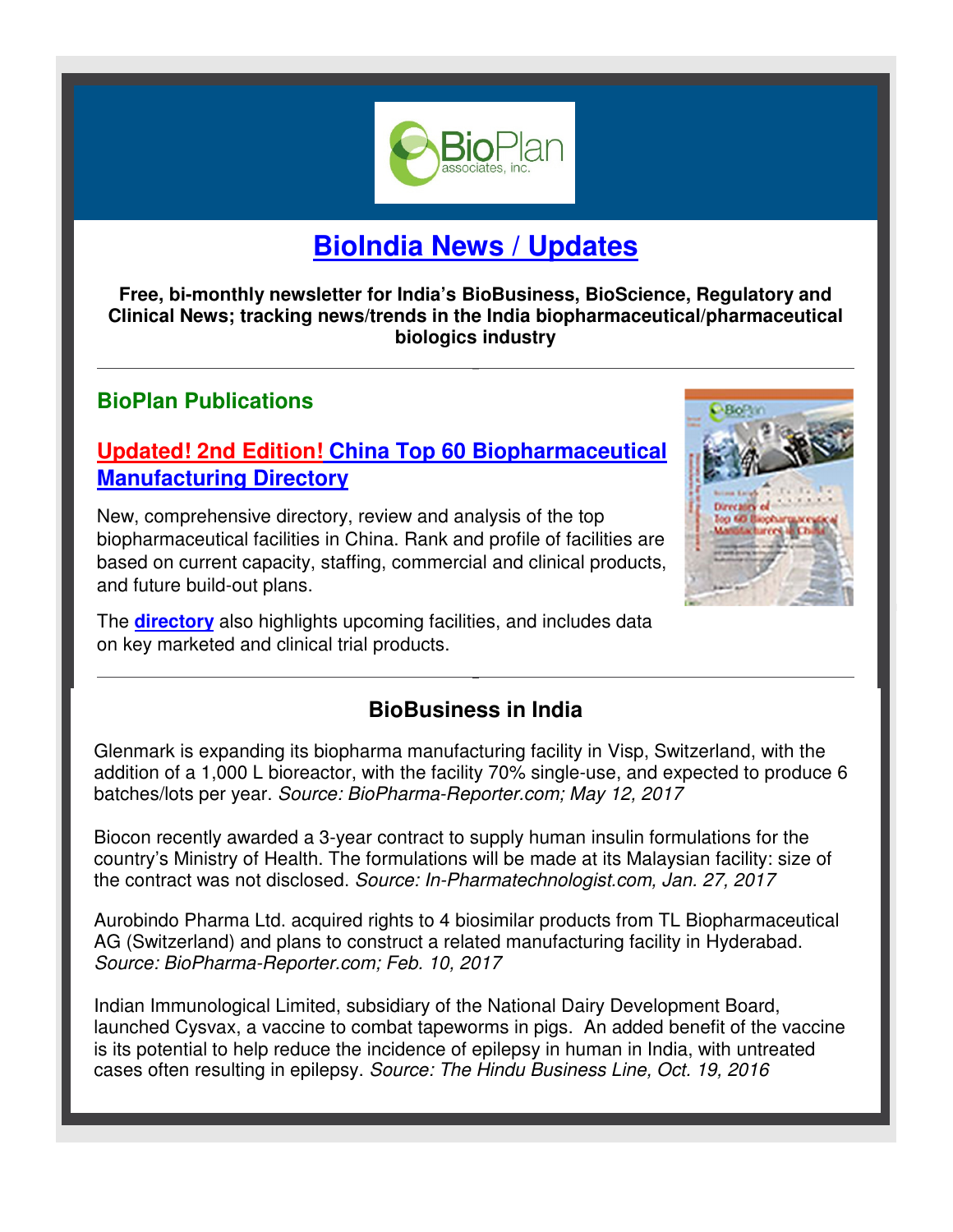# BioIndia News / Updates

**Free, bi-monthly newsletter for India's BioBusiness, BioScience, Regulatory and Clinical News; tracking news/trends in the India biopharmaceutical/pharmaceutical biologics industry**

---

## BioPlan Publications

### Updated! 2nd Edition! China Top 60 Biopharmaceutical Manufacturing Directory

New, comprehensive directory, review and analysis of the top biopharmaceutical facilities in China. Rank and profile of facilities are based on current capacity, staffing, commercial and clinical products, and future build-out plans.

The **directory** also highlights upcoming facilities, and includes data on key marketed and clinical trial products.

---

## BioBusiness in India

Glenmark is expanding its biopharma manufacturing facility in Visp, Switzerland, with the addition of a 1,000 L bioreactor, with the facility 70% single-use, and expected to produce 6 batches/lots per year. *Source: BioPharma-Reporter.com; May 12, 2017*

Biocon recently awarded a 3-year contract to supply human insulin formulations for the country's Ministry of Health. The formulations will be made at its Malaysian facility: size of the contract was not disclosed. *Source: In-Pharmatechnologist.com, Jan. 27, 2017*

Aurobindo Pharma Ltd. acquired rights to 4 biosimilar products from TL Biopharmaceutical AG (Switzerland) and plans to construct a related manufacturing facility in Hyderabad. *Source: BioPharma-Reporter.com; Feb. 10, 2017*

Indian Immunological Limited, subsidiary of the National Dairy Development Board, launched Cysvax, a vaccine to combat tapeworms in pigs. An added benefit of the vaccine is its potential to help reduce the incidence of epilepsy in human in India, with untreated cases often resulting in epilepsy. *Source: The Hindu Business Line, Oct. 19, 2016*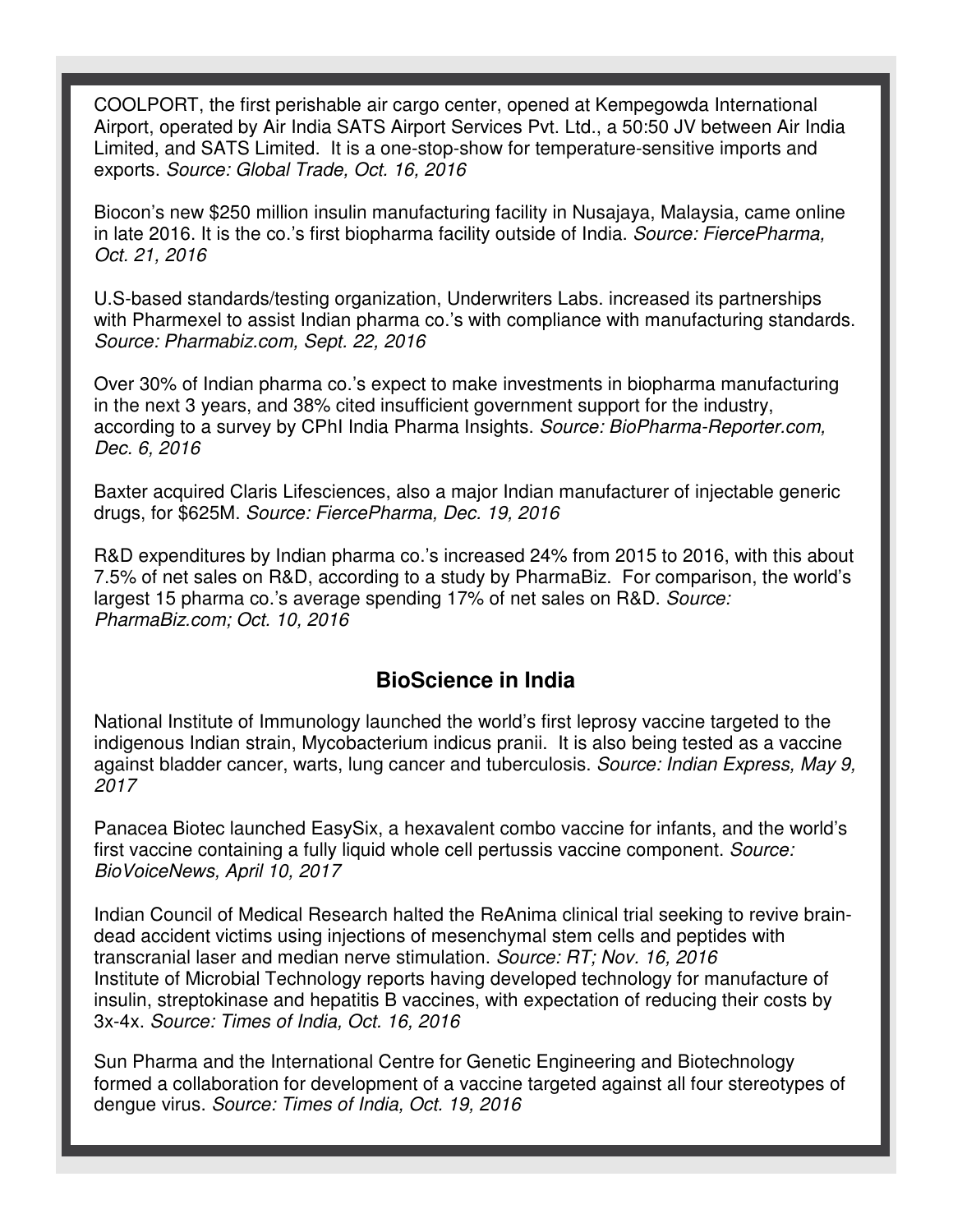COOLPORT, the first perishable air cargo center, opened at Kempegowda International Airport, operated by Air India SATS Airport Services Pvt. Ltd., a 50:50 JV between Air India Limited, and SATS Limited. It is a one-stop-show for temperature-sensitive imports and exports. *Source: Global Trade, Oct. 16, 2016*

Biocon's new $250 million insulin manufacturing facility in Nusajaya, Malaysia, came online in late 2016. It is the co.'s first biopharma facility outside of India. *Source: FiercePharma, Oct. 21, 2016*

U.S-based standards/testing organization, Underwriters Labs. increased its partnerships with Pharmexel to assist Indian pharma co.'s with compliance with manufacturing standards. *Source: Pharmabiz.com, Sept. 22, 2016*

Over 30% of Indian pharma co.'s expect to make investments in biopharma manufacturing in the next 3 years, and 38% cited insufficient government support for the industry, according to a survey by CPhI India Pharma Insights. *Source: BioPharma-Reporter.com, Dec. 6, 2016*

Baxter acquired Claris Lifesciences, also a major Indian manufacturer of injectable generic drugs, for $625M. *Source: FiercePharma, Dec. 19, 2016*

R&D expenditures by Indian pharma co.'s increased 24% from 2015 to 2016, with this about 7.5% of net sales on R&D, according to a study by PharmaBiz. For comparison, the world's largest 15 pharma co.'s average spending 17% of net sales on R&D. *Source: PharmaBiz.com; Oct. 10, 2016*

## BioScience in India

National Institute of Immunology launched the world's first leprosy vaccine targeted to the indigenous Indian strain, Mycobacterium indicus pranii. It is also being tested as a vaccine against bladder cancer, warts, lung cancer and tuberculosis. *Source: Indian Express, May 9, 2017*

Panacea Biotec launched EasySix, a hexavalent combo vaccine for infants, and the world's first vaccine containing a fully liquid whole cell pertussis vaccine component. *Source: BioVoiceNews, April 10, 2017*

Indian Council of Medical Research halted the ReAnima clinical trial seeking to revive brain-dead accident victims using injections of mesenchymal stem cells and peptides with transcranial laser and median nerve stimulation. *Source: RT; Nov. 16, 2016*
Institute of Microbial Technology reports having developed technology for manufacture of insulin, streptokinase and hepatitis B vaccines, with expectation of reducing their costs by 3x-4x. *Source: Times of India, Oct. 16, 2016*

Sun Pharma and the International Centre for Genetic Engineering and Biotechnology formed a collaboration for development of a vaccine targeted against all four stereotypes of dengue virus. *Source: Times of India, Oct. 19, 2016*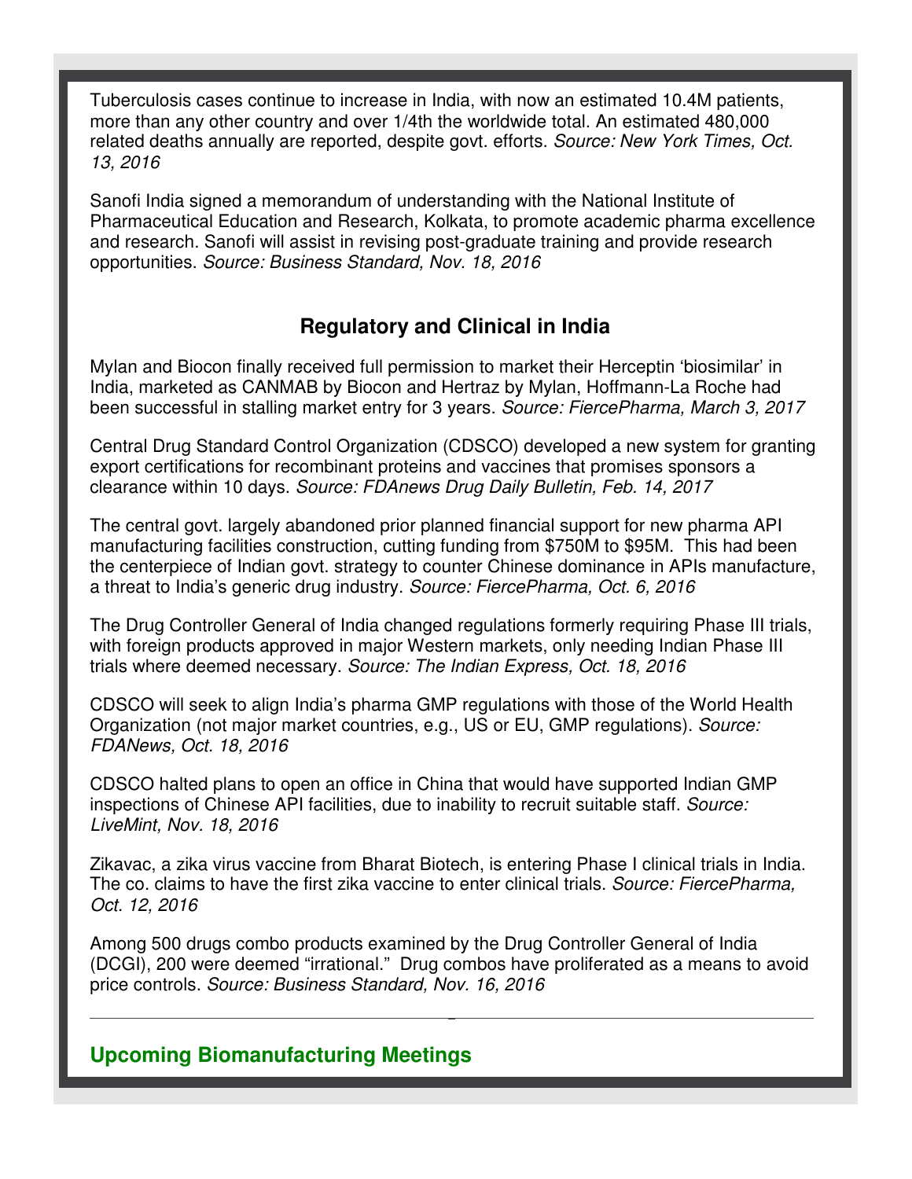Tuberculosis cases continue to increase in India, with now an estimated 10.4M patients, more than any other country and over 1/4th the worldwide total. An estimated 480,000 related deaths annually are reported, despite govt. efforts. *Source: New York Times, Oct. 13, 2016*

Sanofi India signed a memorandum of understanding with the National Institute of Pharmaceutical Education and Research, Kolkata, to promote academic pharma excellence and research. Sanofi will assist in revising post-graduate training and provide research opportunities. *Source: Business Standard, Nov. 18, 2016*

## Regulatory and Clinical in India

Mylan and Biocon finally received full permission to market their Herceptin 'biosimilar' in India, marketed as CANMAB by Biocon and Hertraz by Mylan, Hoffmann-La Roche had been successful in stalling market entry for 3 years. *Source: FiercePharma, March 3, 2017*

Central Drug Standard Control Organization (CDSCO) developed a new system for granting export certifications for recombinant proteins and vaccines that promises sponsors a clearance within 10 days. *Source: FDAnews Drug Daily Bulletin, Feb. 14, 2017*

The central govt. largely abandoned prior planned financial support for new pharma API manufacturing facilities construction, cutting funding from $750M to $95M. This had been the centerpiece of Indian govt. strategy to counter Chinese dominance in APIs manufacture, a threat to India's generic drug industry. *Source: FiercePharma, Oct. 6, 2016*

The Drug Controller General of India changed regulations formerly requiring Phase III trials, with foreign products approved in major Western markets, only needing Indian Phase III trials where deemed necessary. *Source: The Indian Express, Oct. 18, 2016*

CDSCO will seek to align India's pharma GMP regulations with those of the World Health Organization (not major market countries, e.g., US or EU, GMP regulations). *Source: FDANews, Oct. 18, 2016*

CDSCO halted plans to open an office in China that would have supported Indian GMP inspections of Chinese API facilities, due to inability to recruit suitable staff. *Source: LiveMint, Nov. 18, 2016*

Zikavac, a zika virus vaccine from Bharat Biotech, is entering Phase I clinical trials in India. The co. claims to have the first zika vaccine to enter clinical trials. *Source: FiercePharma, Oct. 12, 2016*

Among 500 drugs combo products examined by the Drug Controller General of India (DCGI), 200 were deemed "irrational." Drug combos have proliferated as a means to avoid price controls. *Source: Business Standard, Nov. 16, 2016*

---

## Upcoming Biomanufacturing Meetings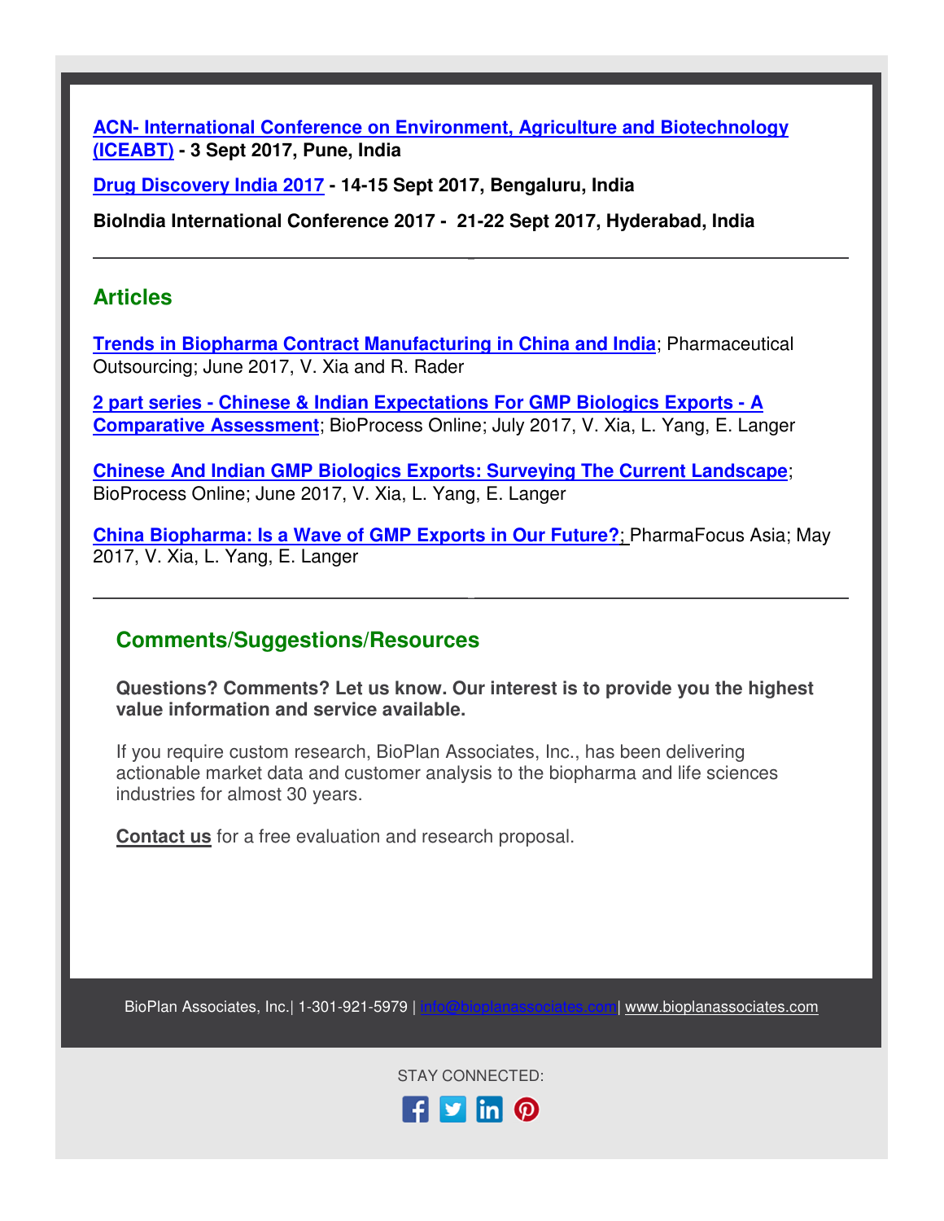**ACN- International Conference on Environment, Agriculture and Biotechnology (ICEABT) - 3 Sept 2017, Pune, India**

**Drug Discovery India 2017 - 14-15 Sept 2017, Bengaluru, India**

**BioIndia International Conference 2017 - 21-22 Sept 2017, Hyderabad, India**

---

## Articles

**Trends in Biopharma Contract Manufacturing in China and India**; Pharmaceutical Outsourcing; June 2017, V. Xia and R. Rader

**2 part series - Chinese & Indian Expectations For GMP Biologics Exports - A Comparative Assessment**; BioProcess Online; July 2017, V. Xia, L. Yang, E. Langer

**Chinese And Indian GMP Biologics Exports: Surveying The Current Landscape**; BioProcess Online; June 2017, V. Xia, L. Yang, E. Langer

**China Biopharma: Is a Wave of GMP Exports in Our Future?**; PharmaFocus Asia; May 2017, V. Xia, L. Yang, E. Langer

---

## Comments/Suggestions/Resources

**Questions? Comments? Let us know. Our interest is to provide you the highest value information and service available.**

If you require custom research, BioPlan Associates, Inc., has been delivering actionable market data and customer analysis to the biopharma and life sciences industries for almost 30 years.

**Contact us** for a free evaluation and research proposal.

BioPlan Associates, Inc.| 1-301-921-5979 | info@bioplanassociates.com| www.bioplanassociates.com

STAY CONNECTED: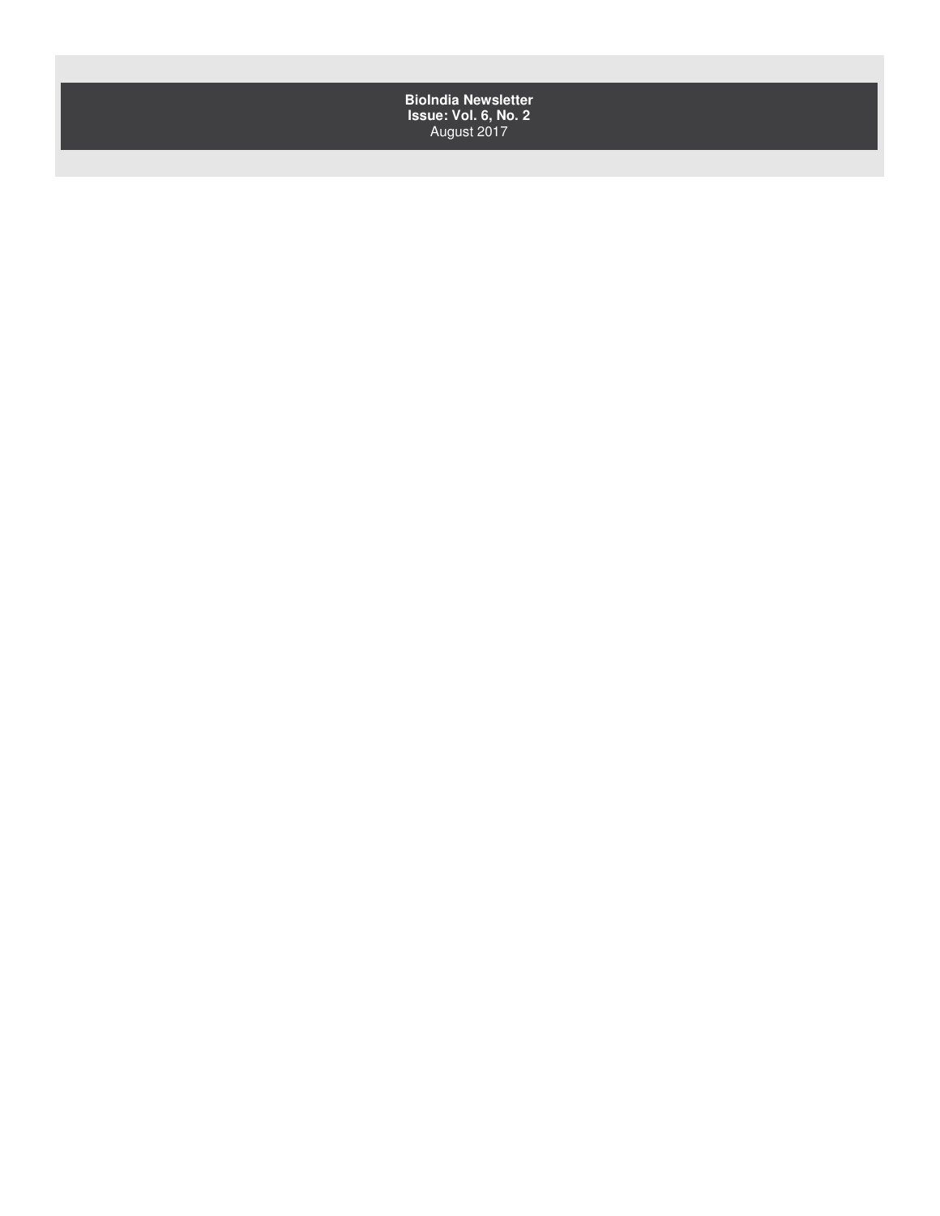**BioIndia Newsletter**
**Issue: Vol. 6, No. 2**
August 2017